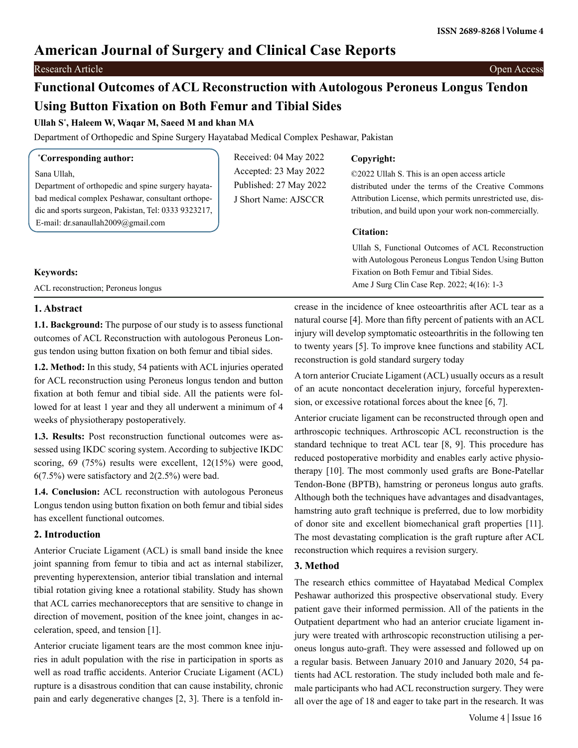# American Journal of Surgery and Clinical Case Reports

Research Article | Open Access

## Functional Outcomes of ACL Reconstruction with Autologous Peroneus Longus Tendon Using Button Fixation on Both Femur and Tibial Sides

**Ullah S*, Haleem W, Waqar M, Saeed M and khan MA**

Department of Orthopedic and Spine Surgery Hayatabad Medical Complex Peshawar, Pakistan

**\*Corresponding author:**

Sana Ullah,
Department of orthopedic and spine surgery hayatabad medical complex Peshawar, consultant orthopedic and sports surgeon, Pakistan, Tel: 0333 9323217, E-mail: dr.sanaullah2009@gmail.com

Received: 04 May 2022
Accepted: 23 May 2022
Published: 27 May 2022
J Short Name: AJSCCR

**Copyright:**

©2022 Ullah S. This is an open access article distributed under the terms of the Creative Commons Attribution License, which permits unrestricted use, distribution, and build upon your work non-commercially.

**Citation:**

Ullah S, Functional Outcomes of ACL Reconstruction with Autologous Peroneus Longus Tendon Using Button Fixation on Both Femur and Tibial Sides.
Ame J Surg Clin Case Rep. 2022; 4(16): 1-3

**Keywords:**

ACL reconstruction; Peroneus longus

### 1. Abstract

**1.1. Background:** The purpose of our study is to assess functional outcomes of ACL Reconstruction with autologous Peroneus Longus tendon using button fixation on both femur and tibial sides.

**1.2. Method:** In this study, 54 patients with ACL injuries operated for ACL reconstruction using Peroneus longus tendon and button fixation at both femur and tibial side. All the patients were followed for at least 1 year and they all underwent a minimum of 4 weeks of physiotherapy postoperatively.

**1.3. Results:** Post reconstruction functional outcomes were assessed using IKDC scoring system. According to subjective IKDC scoring, 69 (75%) results were excellent, 12(15%) were good, 6(7.5%) were satisfactory and 2(2.5%) were bad.

**1.4. Conclusion:** ACL reconstruction with autologous Peroneus Longus tendon using button fixation on both femur and tibial sides has excellent functional outcomes.

### 2. Introduction

Anterior Cruciate Ligament (ACL) is small band inside the knee joint spanning from femur to tibia and act as internal stabilizer, preventing hyperextension, anterior tibial translation and internal tibial rotation giving knee a rotational stability. Study has shown that ACL carries mechanoreceptors that are sensitive to change in direction of movement, position of the knee joint, changes in acceleration, speed, and tension [1].

Anterior cruciate ligament tears are the most common knee injuries in adult population with the rise in participation in sports as well as road traffic accidents. Anterior Cruciate Ligament (ACL) rupture is a disastrous condition that can cause instability, chronic pain and early degenerative changes [2, 3]. There is a tenfold increase in the incidence of knee osteoarthritis after ACL tear as a natural course [4]. More than fifty percent of patients with an ACL injury will develop symptomatic osteoarthritis in the following ten to twenty years [5]. To improve knee functions and stability ACL reconstruction is gold standard surgery today

A torn anterior Cruciate Ligament (ACL) usually occurs as a result of an acute noncontact deceleration injury, forceful hyperextension, or excessive rotational forces about the knee [6, 7].

Anterior cruciate ligament can be reconstructed through open and arthroscopic techniques. Arthroscopic ACL reconstruction is the standard technique to treat ACL tear [8, 9]. This procedure has reduced postoperative morbidity and enables early active physiotherapy [10]. The most commonly used grafts are Bone-Patellar Tendon-Bone (BPTB), hamstring or peroneus longus auto grafts. Although both the techniques have advantages and disadvantages, hamstring auto graft technique is preferred, due to low morbidity of donor site and excellent biomechanical graft properties [11]. The most devastating complication is the graft rupture after ACL reconstruction which requires a revision surgery.

### 3. Method

The research ethics committee of Hayatabad Medical Complex Peshawar authorized this prospective observational study. Every patient gave their informed permission. All of the patients in the Outpatient department who had an anterior cruciate ligament injury were treated with arthroscopic reconstruction utilising a peroneus longus auto-graft. They were assessed and followed up on a regular basis. Between January 2010 and January 2020, 54 patients had ACL restoration. The study included both male and female participants who had ACL reconstruction surgery. They were all over the age of 18 and eager to take part in the research. It was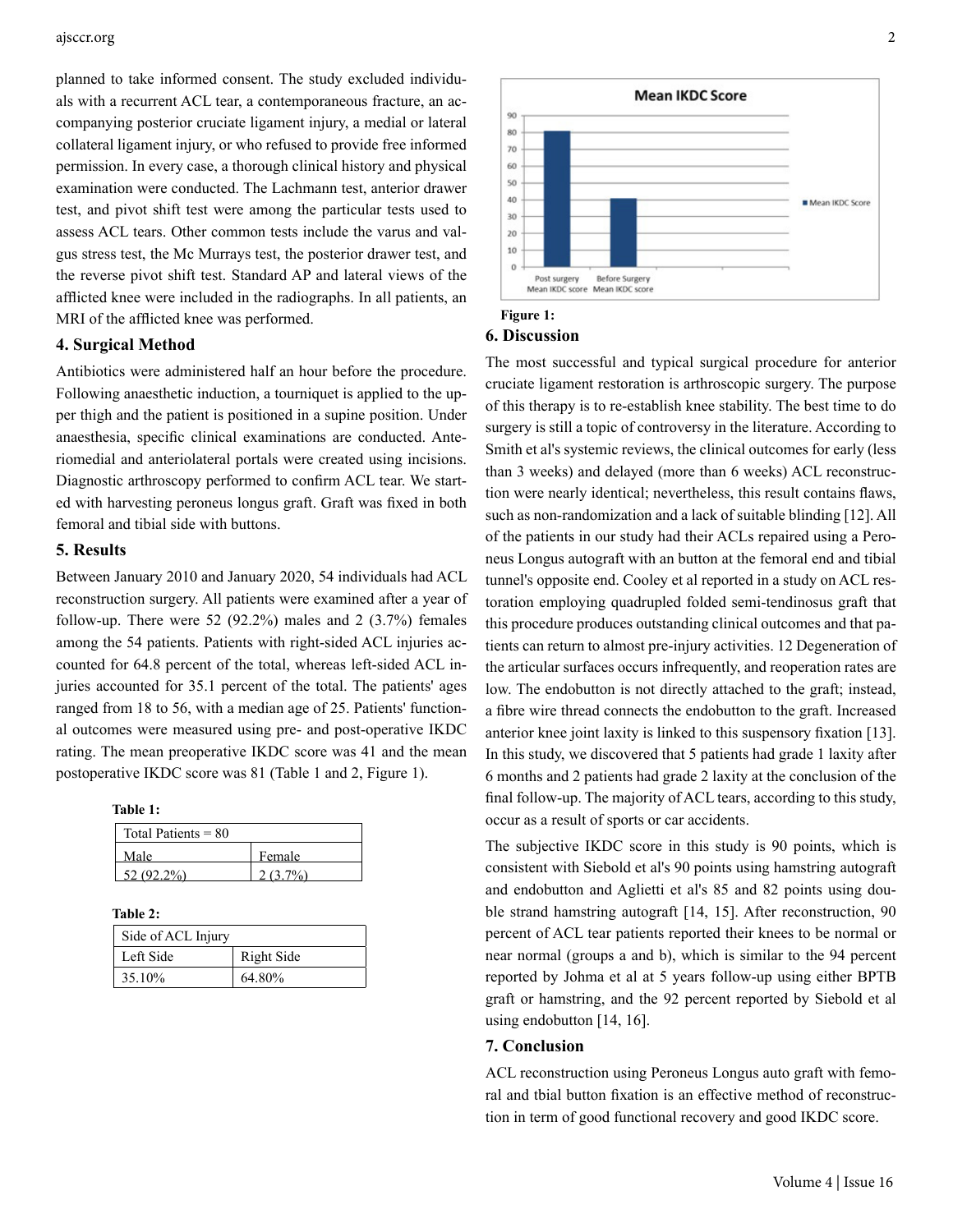planned to take informed consent. The study excluded individuals with a recurrent ACL tear, a contemporaneous fracture, an accompanying posterior cruciate ligament injury, a medial or lateral collateral ligament injury, or who refused to provide free informed permission. In every case, a thorough clinical history and physical examination were conducted. The Lachmann test, anterior drawer test, and pivot shift test were among the particular tests used to assess ACL tears. Other common tests include the varus and valgus stress test, the Mc Murrays test, the posterior drawer test, and the reverse pivot shift test. Standard AP and lateral views of the afflicted knee were included in the radiographs. In all patients, an MRI of the afflicted knee was performed.

## 4. Surgical Method

Antibiotics were administered half an hour before the procedure. Following anaesthetic induction, a tourniquet is applied to the upper thigh and the patient is positioned in a supine position. Under anaesthesia, specific clinical examinations are conducted. Anteriomedial and anteriolateral portals were created using incisions. Diagnostic arthroscopy performed to confirm ACL tear. We started with harvesting peroneus longus graft. Graft was fixed in both femoral and tibial side with buttons.

## 5. Results

Between January 2010 and January 2020, 54 individuals had ACL reconstruction surgery. All patients were examined after a year of follow-up. There were 52 (92.2%) males and 2 (3.7%) females among the 54 patients. Patients with right-sided ACL injuries accounted for 64.8 percent of the total, whereas left-sided ACL injuries accounted for 35.1 percent of the total. The patients' ages ranged from 18 to 56, with a median age of 25. Patients' functional outcomes were measured using pre- and post-operative IKDC rating. The mean preoperative IKDC score was 41 and the mean postoperative IKDC score was 81 (Table 1 and 2, Figure 1).

**Table 1:**

| Total Patients = 80 | |
|---|---|
| Male | Female |
| 52 (92.2%) | 2 (3.7%) |

**Table 2:**

| Side of ACL Injury | |
|---|---|
| Left Side | Right Side |
| 35.10% | 64.80% |

**Figure 1:**

## 6. Discussion

The most successful and typical surgical procedure for anterior cruciate ligament restoration is arthroscopic surgery. The purpose of this therapy is to re-establish knee stability. The best time to do surgery is still a topic of controversy in the literature. According to Smith et al's systemic reviews, the clinical outcomes for early (less than 3 weeks) and delayed (more than 6 weeks) ACL reconstruction were nearly identical; nevertheless, this result contains flaws, such as non-randomization and a lack of suitable blinding [12]. All of the patients in our study had their ACLs repaired using a Peroneus Longus autograft with an button at the femoral end and tibial tunnel's opposite end. Cooley et al reported in a study on ACL restoration employing quadrupled folded semi-tendinosus graft that this procedure produces outstanding clinical outcomes and that patients can return to almost pre-injury activities. 12 Degeneration of the articular surfaces occurs infrequently, and reoperation rates are low. The endobutton is not directly attached to the graft; instead, a fibre wire thread connects the endobutton to the graft. Increased anterior knee joint laxity is linked to this suspensory fixation [13]. In this study, we discovered that 5 patients had grade 1 laxity after 6 months and 2 patients had grade 2 laxity at the conclusion of the final follow-up. The majority of ACL tears, according to this study, occur as a result of sports or car accidents.

The subjective IKDC score in this study is 90 points, which is consistent with Siebold et al's 90 points using hamstring autograft and endobutton and Aglietti et al's 85 and 82 points using double strand hamstring autograft [14, 15]. After reconstruction, 90 percent of ACL tear patients reported their knees to be normal or near normal (groups a and b), which is similar to the 94 percent reported by Johma et al at 5 years follow-up using either BPTB graft or hamstring, and the 92 percent reported by Siebold et al using endobutton [14, 16].

## 7. Conclusion

ACL reconstruction using Peroneus Longus auto graft with femoral and tbial button fixation is an effective method of reconstruction in term of good functional recovery and good IKDC score.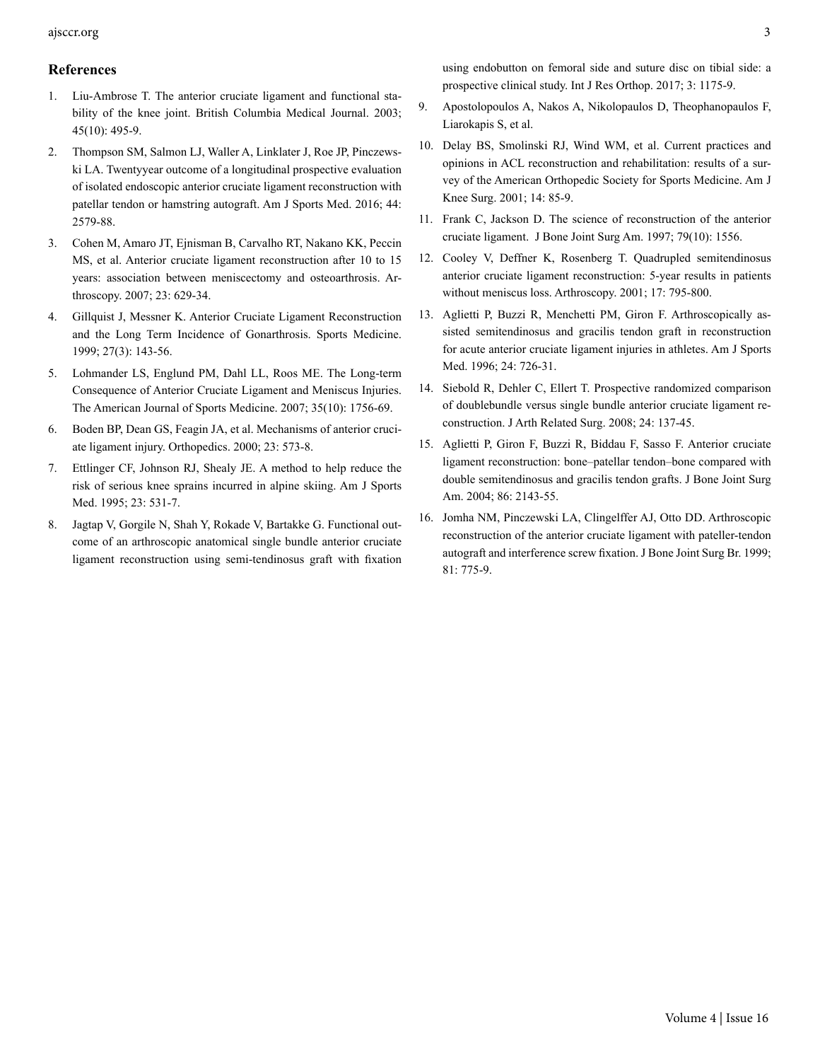## References

1. Liu-Ambrose T. The anterior cruciate ligament and functional stability of the knee joint. British Columbia Medical Journal. 2003; 45(10): 495-9.
2. Thompson SM, Salmon LJ, Waller A, Linklater J, Roe JP, Pinczewski LA. Twentyyear outcome of a longitudinal prospective evaluation of isolated endoscopic anterior cruciate ligament reconstruction with patellar tendon or hamstring autograft. Am J Sports Med. 2016; 44: 2579-88.
3. Cohen M, Amaro JT, Ejnisman B, Carvalho RT, Nakano KK, Peccin MS, et al. Anterior cruciate ligament reconstruction after 10 to 15 years: association between meniscectomy and osteoarthrosis. Arthroscopy. 2007; 23: 629-34.
4. Gillquist J, Messner K. Anterior Cruciate Ligament Reconstruction and the Long Term Incidence of Gonarthrosis. Sports Medicine. 1999; 27(3): 143-56.
5. Lohmander LS, Englund PM, Dahl LL, Roos ME. The Long-term Consequence of Anterior Cruciate Ligament and Meniscus Injuries. The American Journal of Sports Medicine. 2007; 35(10): 1756-69.
6. Boden BP, Dean GS, Feagin JA, et al. Mechanisms of anterior cruciate ligament injury. Orthopedics. 2000; 23: 573-8.
7. Ettlinger CF, Johnson RJ, Shealy JE. A method to help reduce the risk of serious knee sprains incurred in alpine skiing. Am J Sports Med. 1995; 23: 531-7.
8. Jagtap V, Gorgile N, Shah Y, Rokade V, Bartakke G. Functional outcome of an arthroscopic anatomical single bundle anterior cruciate ligament reconstruction using semi-tendinosus graft with fixation using endobutton on femoral side and suture disc on tibial side: a prospective clinical study. Int J Res Orthop. 2017; 3: 1175-9.
9. Apostolopoulos A, Nakos A, Nikolopaulos D, Theophanopaulos F, Liarokapis S, et al.
10. Delay BS, Smolinski RJ, Wind WM, et al. Current practices and opinions in ACL reconstruction and rehabilitation: results of a survey of the American Orthopedic Society for Sports Medicine. Am J Knee Surg. 2001; 14: 85-9.
11. Frank C, Jackson D. The science of reconstruction of the anterior cruciate ligament. J Bone Joint Surg Am. 1997; 79(10): 1556.
12. Cooley V, Deffner K, Rosenberg T. Quadrupled semitendinosus anterior cruciate ligament reconstruction: 5-year results in patients without meniscus loss. Arthroscopy. 2001; 17: 795-800.
13. Aglietti P, Buzzi R, Menchetti PM, Giron F. Arthroscopically assisted semitendinosus and gracilis tendon graft in reconstruction for acute anterior cruciate ligament injuries in athletes. Am J Sports Med. 1996; 24: 726-31.
14. Siebold R, Dehler C, Ellert T. Prospective randomized comparison of doublebundle versus single bundle anterior cruciate ligament reconstruction. J Arth Related Surg. 2008; 24: 137-45.
15. Aglietti P, Giron F, Buzzi R, Biddau F, Sasso F. Anterior cruciate ligament reconstruction: bone–patellar tendon–bone compared with double semitendinosus and gracilis tendon grafts. J Bone Joint Surg Am. 2004; 86: 2143-55.
16. Jomha NM, Pinczewski LA, Clingelffer AJ, Otto DD. Arthroscopic reconstruction of the anterior cruciate ligament with pateller-tendon autograft and interference screw fixation. J Bone Joint Surg Br. 1999; 81: 775-9.